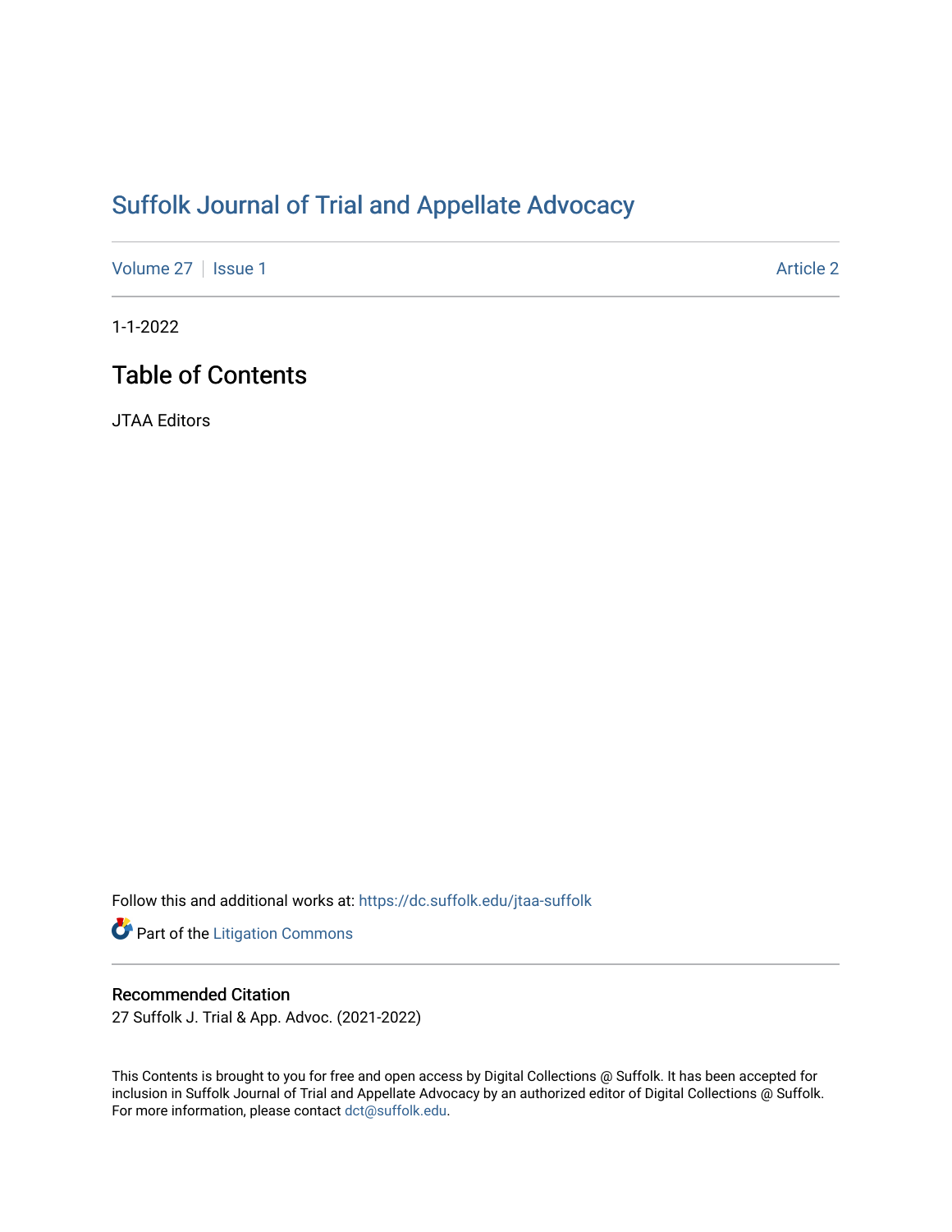# Suffolk Journal of Trial and Appellate Advocacy

Volume 27 | Issue 1 Article 2

1-1-2022

## Table of Contents

JTAA Editors

Follow this and additional works at: https://dc.suffolk.edu/jtaa-suffolk

Part of the Litigation Commons

### Recommended Citation

27 Suffolk J. Trial & App. Advoc. (2021-2022)

This Contents is brought to you for free and open access by Digital Collections @ Suffolk. It has been accepted for inclusion in Suffolk Journal of Trial and Appellate Advocacy by an authorized editor of Digital Collections @ Suffolk. For more information, please contact dct@suffolk.edu.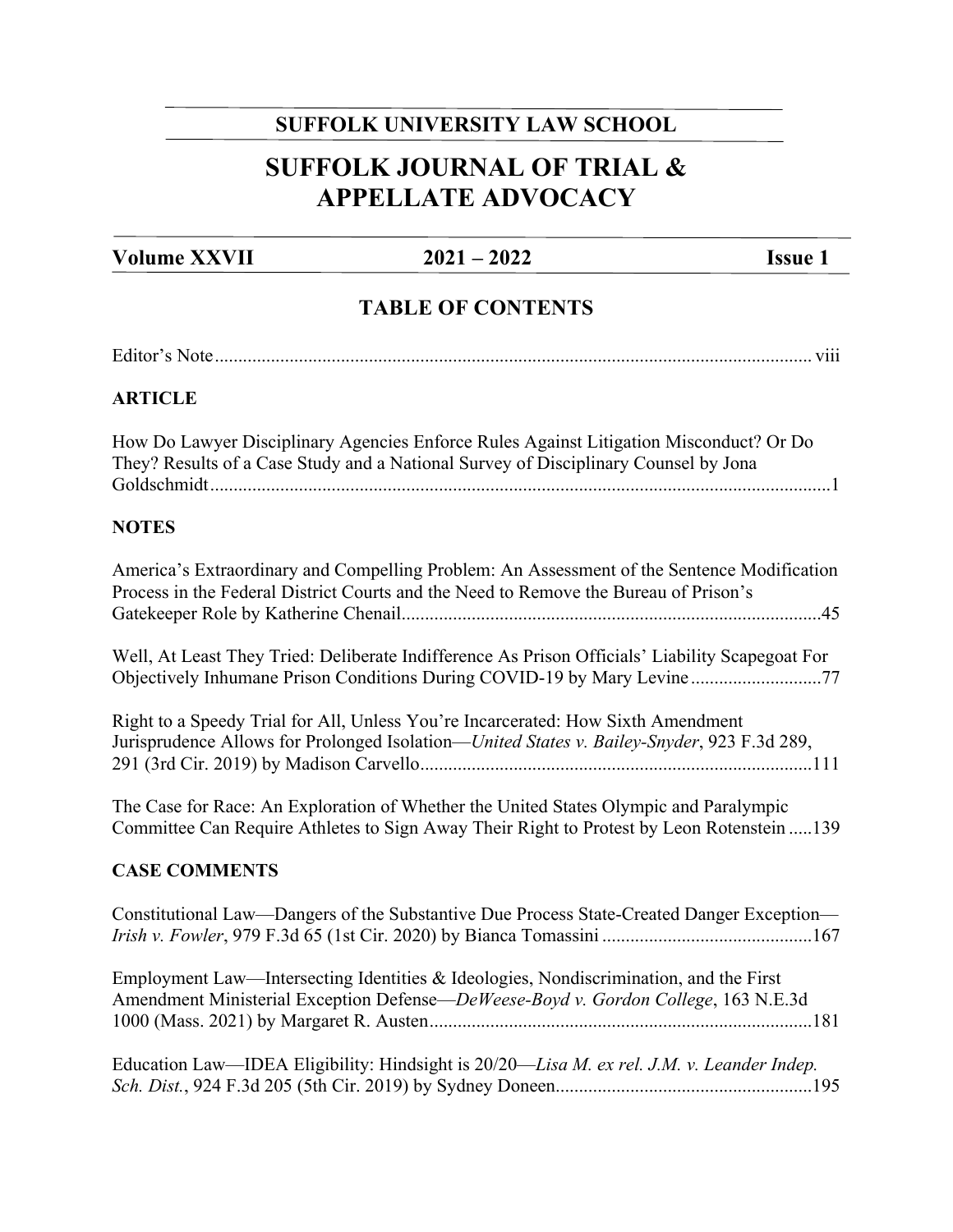**SUFFOLK UNIVERSITY LAW SCHOOL**

# SUFFOLK JOURNAL OF TRIAL & APPELLATE ADVOCACY

**Volume XXVII** **2021 – 2022** **Issue 1**

## TABLE OF CONTENTS

Editor's Note .......... viii

### ARTICLE

How Do Lawyer Disciplinary Agencies Enforce Rules Against Litigation Misconduct? Or Do They? Results of a Case Study and a National Survey of Disciplinary Counsel by Jona Goldschmidt .......... 1

### NOTES

America's Extraordinary and Compelling Problem: An Assessment of the Sentence Modification Process in the Federal District Courts and the Need to Remove the Bureau of Prison's Gatekeeper Role by Katherine Chenail .......... 45

Well, At Least They Tried: Deliberate Indifference As Prison Officials' Liability Scapegoat For Objectively Inhumane Prison Conditions During COVID-19 by Mary Levine .......... 77

Right to a Speedy Trial for All, Unless You're Incarcerated: How Sixth Amendment Jurisprudence Allows for Prolonged Isolation—*United States v. Bailey-Snyder*, 923 F.3d 289, 291 (3rd Cir. 2019) by Madison Carvello .......... 111

The Case for Race: An Exploration of Whether the United States Olympic and Paralympic Committee Can Require Athletes to Sign Away Their Right to Protest by Leon Rotenstein .......... 139

### CASE COMMENTS

Constitutional Law—Dangers of the Substantive Due Process State-Created Danger Exception—*Irish v. Fowler*, 979 F.3d 65 (1st Cir. 2020) by Bianca Tomassini .......... 167

Employment Law—Intersecting Identities & Ideologies, Nondiscrimination, and the First Amendment Ministerial Exception Defense—*DeWeese-Boyd v. Gordon College*, 163 N.E.3d 1000 (Mass. 2021) by Margaret R. Austen .......... 181

Education Law—IDEA Eligibility: Hindsight is 20/20—*Lisa M. ex rel. J.M. v. Leander Indep. Sch. Dist.*, 924 F.3d 205 (5th Cir. 2019) by Sydney Doneen .......... 195